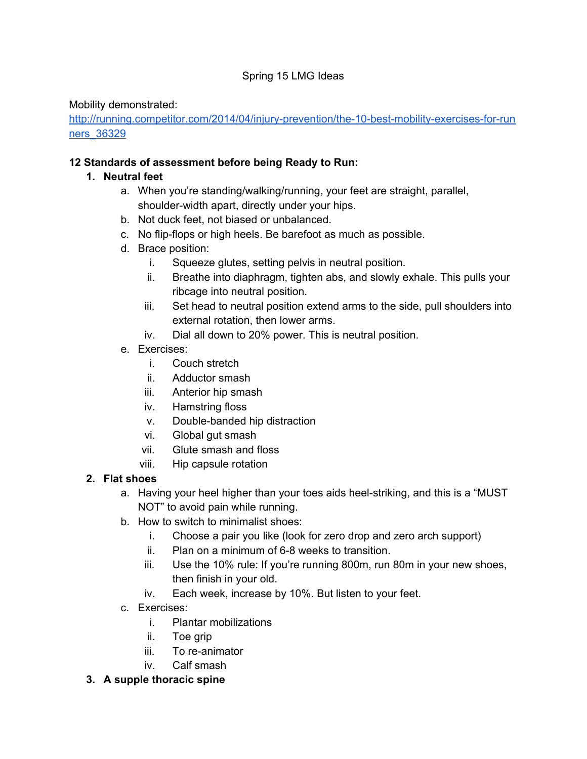Spring 15 LMG Ideas

Mobility demonstrated: [http://running.competitor.com/2014/04/injury-prevention/the-10-best-mobility-exercises-for-runners_36329](http://running.competitor.com/2014/04/injury-prevention/the-10-best-mobility-exercises-for-runners_36329)

**12 Standards of assessment before being Ready to Run:**

1. **Neutral feet**
    a. When you're standing/walking/running, your feet are straight, parallel, shoulder-width apart, directly under your hips.
    b. Not duck feet, not biased or unbalanced.
    c. No flip-flops or high heels. Be barefoot as much as possible.
    d. Brace position:
        i. Squeeze glutes, setting pelvis in neutral position.
        ii. Breathe into diaphragm, tighten abs, and slowly exhale. This pulls your ribcage into neutral position.
        iii. Set head to neutral position extend arms to the side, pull shoulders into external rotation, then lower arms.
        iv. Dial all down to 20% power. This is neutral position.
    e. Exercises:
        i. Couch stretch
        ii. Adductor smash
        iii. Anterior hip smash
        iv. Hamstring floss
        v. Double-banded hip distraction
        vi. Global gut smash
        vii. Glute smash and floss
        viii. Hip capsule rotation
2. **Flat shoes**
    a. Having your heel higher than your toes aids heel-striking, and this is a "MUST NOT" to avoid pain while running.
    b. How to switch to minimalist shoes:
        i. Choose a pair you like (look for zero drop and zero arch support)
        ii. Plan on a minimum of 6-8 weeks to transition.
        iii. Use the 10% rule: If you're running 800m, run 80m in your new shoes, then finish in your old.
        iv. Each week, increase by 10%. But listen to your feet.
    c. Exercises:
        i. Plantar mobilizations
        ii. Toe grip
        iii. To re-animator
        iv. Calf smash
3. **A supple thoracic spine**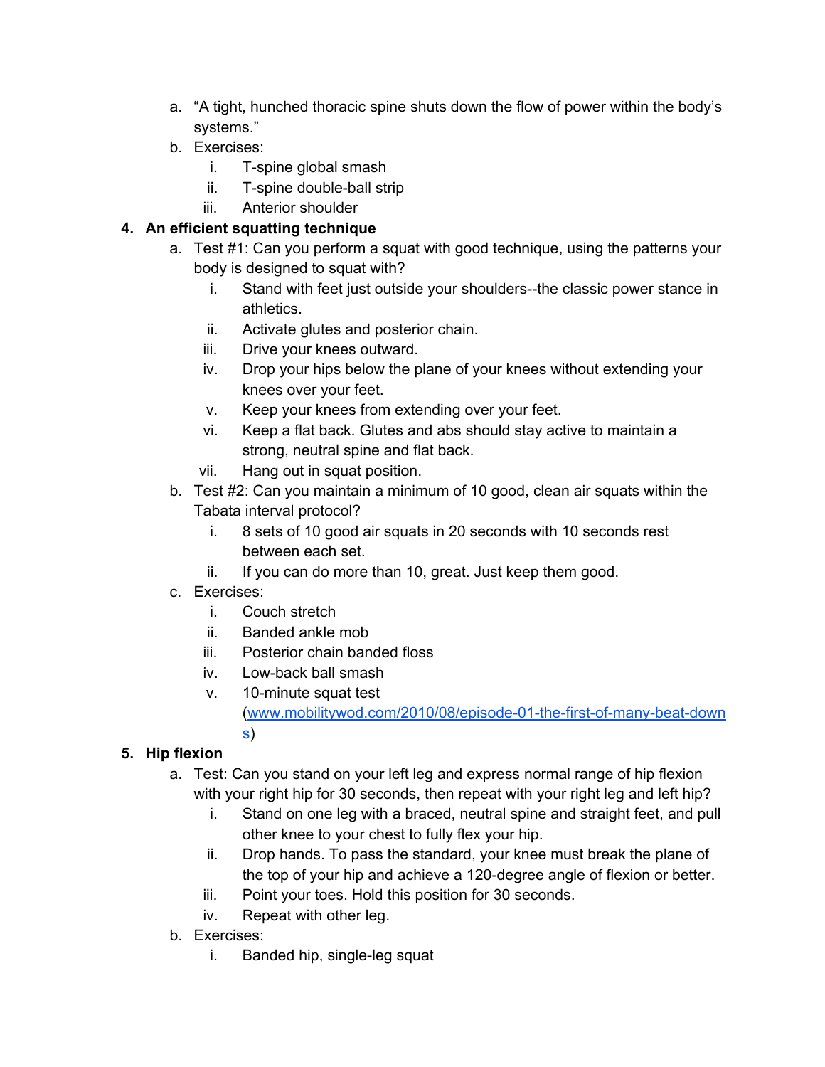a. "A tight, hunched thoracic spine shuts down the flow of power within the body's systems."
   b. Exercises:
      i. T-spine global smash
      ii. T-spine double-ball strip
      iii. Anterior shoulder

4. **An efficient squatting technique**
   a. Test #1: Can you perform a squat with good technique, using the patterns your body is designed to squat with?
      i. Stand with feet just outside your shoulders--the classic power stance in athletics.
      ii. Activate glutes and posterior chain.
      iii. Drive your knees outward.
      iv. Drop your hips below the plane of your knees without extending your knees over your feet.
      v. Keep your knees from extending over your feet.
      vi. Keep a flat back. Glutes and abs should stay active to maintain a strong, neutral spine and flat back.
      vii. Hang out in squat position.
   b. Test #2: Can you maintain a minimum of 10 good, clean air squats within the Tabata interval protocol?
      i. 8 sets of 10 good air squats in 20 seconds with 10 seconds rest between each set.
      ii. If you can do more than 10, great. Just keep them good.
   c. Exercises:
      i. Couch stretch
      ii. Banded ankle mob
      iii. Posterior chain banded floss
      iv. Low-back ball smash
      v. 10-minute squat test ([www.mobilitywod.com/2010/08/episode-01-the-first-of-many-beat-downs](www.mobilitywod.com/2010/08/episode-01-the-first-of-many-beat-downs))

5. **Hip flexion**
   a. Test: Can you stand on your left leg and express normal range of hip flexion with your right hip for 30 seconds, then repeat with your right leg and left hip?
      i. Stand on one leg with a braced, neutral spine and straight feet, and pull other knee to your chest to fully flex your hip.
      ii. Drop hands. To pass the standard, your knee must break the plane of the top of your hip and achieve a 120-degree angle of flexion or better.
      iii. Point your toes. Hold this position for 30 seconds.
      iv. Repeat with other leg.
   b. Exercises:
      i. Banded hip, single-leg squat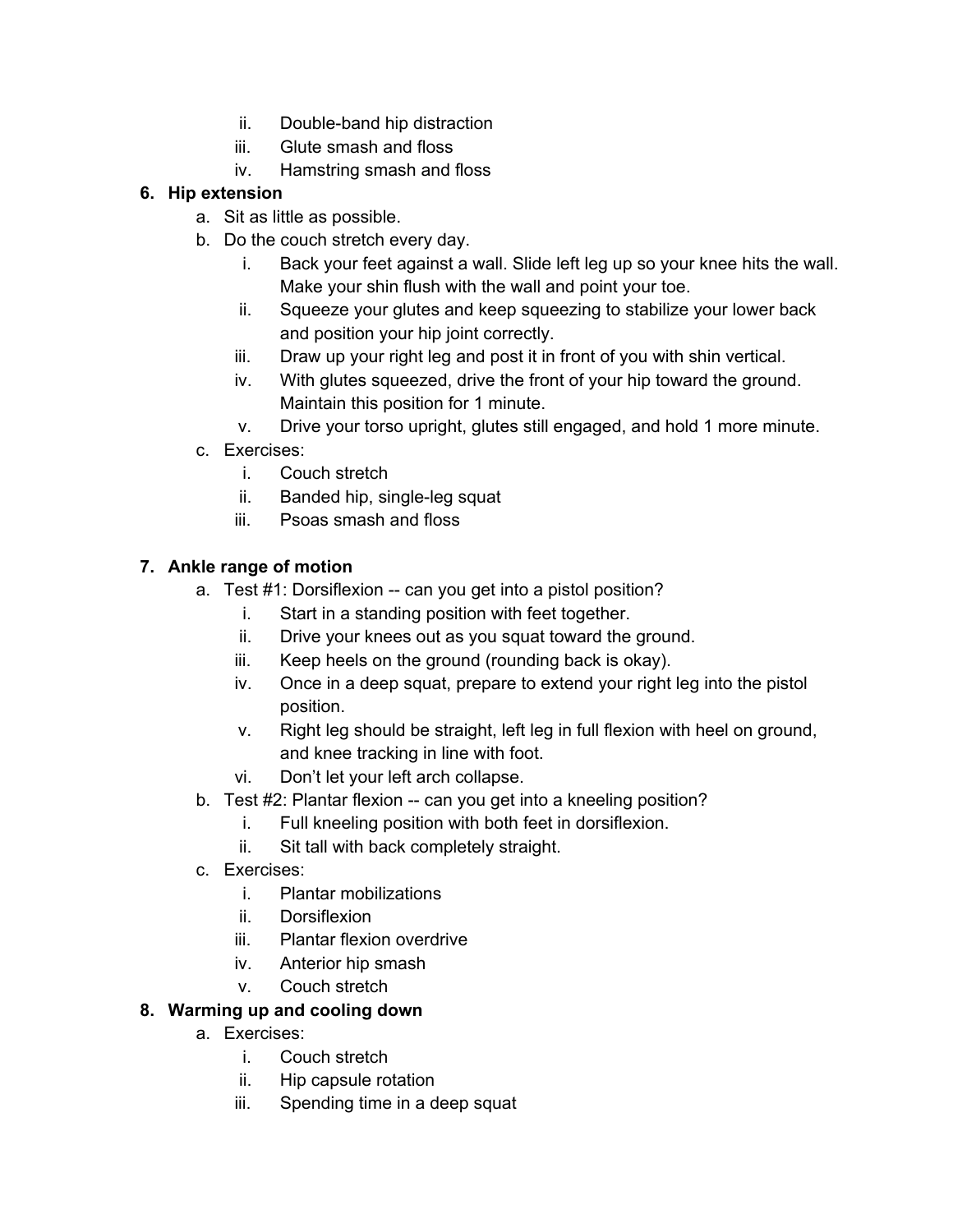ii. Double-band hip distraction
iii. Glute smash and floss
iv. Hamstring smash and floss

6. **Hip extension**
    a. Sit as little as possible.
    b. Do the couch stretch every day.
        i. Back your feet against a wall. Slide left leg up so your knee hits the wall. Make your shin flush with the wall and point your toe.
        ii. Squeeze your glutes and keep squeezing to stabilize your lower back and position your hip joint correctly.
        iii. Draw up your right leg and post it in front of you with shin vertical.
        iv. With glutes squeezed, drive the front of your hip toward the ground. Maintain this position for 1 minute.
        v. Drive your torso upright, glutes still engaged, and hold 1 more minute.
    c. Exercises:
        i. Couch stretch
        ii. Banded hip, single-leg squat
        iii. Psoas smash and floss

7. **Ankle range of motion**
    a. Test #1: Dorsiflexion -- can you get into a pistol position?
        i. Start in a standing position with feet together.
        ii. Drive your knees out as you squat toward the ground.
        iii. Keep heels on the ground (rounding back is okay).
        iv. Once in a deep squat, prepare to extend your right leg into the pistol position.
        v. Right leg should be straight, left leg in full flexion with heel on ground, and knee tracking in line with foot.
        vi. Don't let your left arch collapse.
    b. Test #2: Plantar flexion -- can you get into a kneeling position?
        i. Full kneeling position with both feet in dorsiflexion.
        ii. Sit tall with back completely straight.
    c. Exercises:
        i. Plantar mobilizations
        ii. Dorsiflexion
        iii. Plantar flexion overdrive
        iv. Anterior hip smash
        v. Couch stretch

8. **Warming up and cooling down**
    a. Exercises:
        i. Couch stretch
        ii. Hip capsule rotation
        iii. Spending time in a deep squat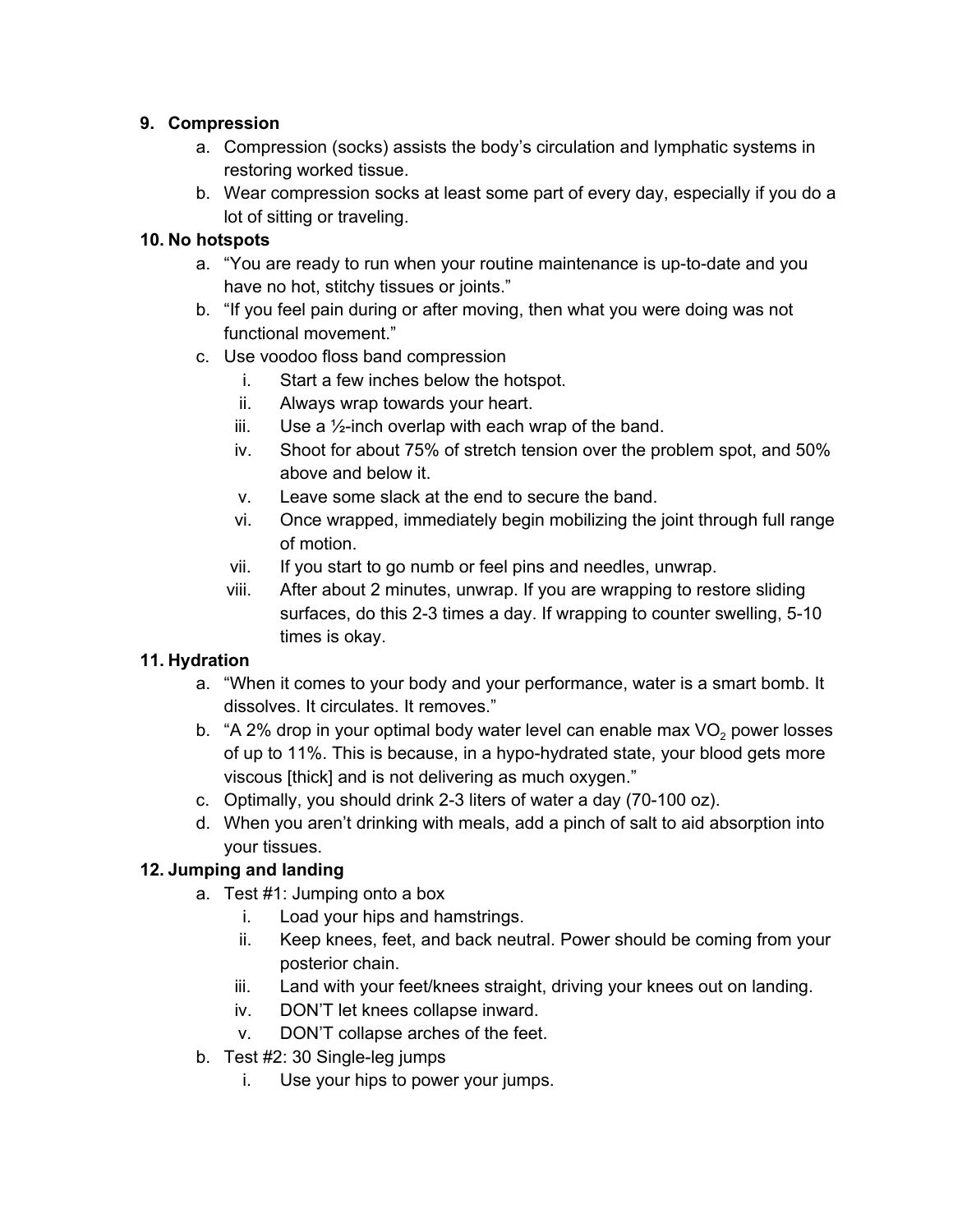9. **Compression**
    a. Compression (socks) assists the body's circulation and lymphatic systems in restoring worked tissue.
    b. Wear compression socks at least some part of every day, especially if you do a lot of sitting or traveling.

10. **No hotspots**
    a. "You are ready to run when your routine maintenance is up-to-date and you have no hot, stitchy tissues or joints."
    b. "If you feel pain during or after moving, then what you were doing was not functional movement."
    c. Use voodoo floss band compression
        i. Start a few inches below the hotspot.
        ii. Always wrap towards your heart.
        iii. Use a ½-inch overlap with each wrap of the band.
        iv. Shoot for about 75% of stretch tension over the problem spot, and 50% above and below it.
        v. Leave some slack at the end to secure the band.
        vi. Once wrapped, immediately begin mobilizing the joint through full range of motion.
        vii. If you start to go numb or feel pins and needles, unwrap.
        viii. After about 2 minutes, unwrap. If you are wrapping to restore sliding surfaces, do this 2-3 times a day. If wrapping to counter swelling, 5-10 times is okay.

11. **Hydration**
    a. "When it comes to your body and your performance, water is a smart bomb. It dissolves. It circulates. It removes."
    b. "A 2% drop in your optimal body water level can enable max $VO_2$ power losses of up to 11%. This is because, in a hypo-hydrated state, your blood gets more viscous [thick] and is not delivering as much oxygen."
    c. Optimally, you should drink 2-3 liters of water a day (70-100 oz).
    d. When you aren't drinking with meals, add a pinch of salt to aid absorption into your tissues.

12. **Jumping and landing**
    a. Test #1: Jumping onto a box
        i. Load your hips and hamstrings.
        ii. Keep knees, feet, and back neutral. Power should be coming from your posterior chain.
        iii. Land with your feet/knees straight, driving your knees out on landing.
        iv. DON'T let knees collapse inward.
        v. DON'T collapse arches of the feet.
    b. Test #2: 30 Single-leg jumps
        i. Use your hips to power your jumps.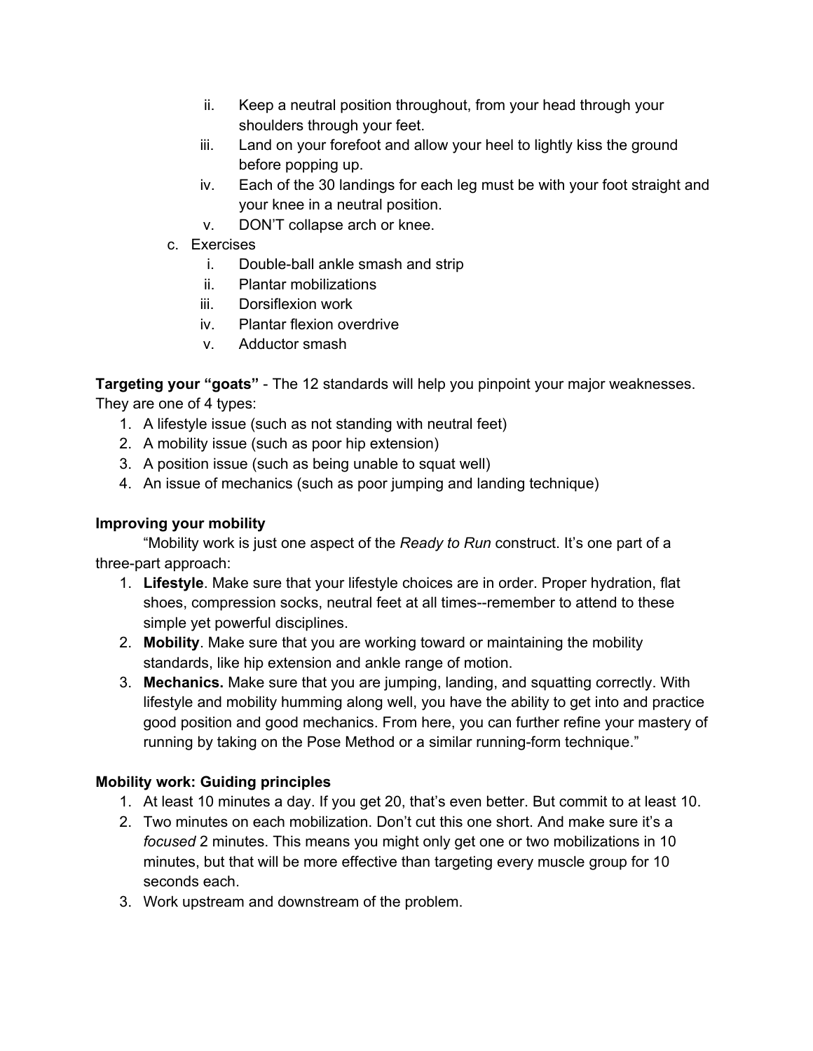ii. Keep a neutral position throughout, from your head through your shoulders through your feet.
   iii. Land on your forefoot and allow your heel to lightly kiss the ground before popping up.
   iv. Each of the 30 landings for each leg must be with your foot straight and your knee in a neutral position.
   v. DON'T collapse arch or knee.

c. Exercises
   i. Double-ball ankle smash and strip
   ii. Plantar mobilizations
   iii. Dorsiflexion work
   iv. Plantar flexion overdrive
   v. Adductor smash

**Targeting your "goats"** - The 12 standards will help you pinpoint your major weaknesses. They are one of 4 types:

1. A lifestyle issue (such as not standing with neutral feet)
2. A mobility issue (such as poor hip extension)
3. A position issue (such as being unable to squat well)
4. An issue of mechanics (such as poor jumping and landing technique)

**Improving your mobility**

"Mobility work is just one aspect of the *Ready to Run* construct. It's one part of a three-part approach:

1. **Lifestyle**. Make sure that your lifestyle choices are in order. Proper hydration, flat shoes, compression socks, neutral feet at all times--remember to attend to these simple yet powerful disciplines.
2. **Mobility**. Make sure that you are working toward or maintaining the mobility standards, like hip extension and ankle range of motion.
3. **Mechanics.** Make sure that you are jumping, landing, and squatting correctly. With lifestyle and mobility humming along well, you have the ability to get into and practice good position and good mechanics. From here, you can further refine your mastery of running by taking on the Pose Method or a similar running-form technique."

**Mobility work: Guiding principles**

1. At least 10 minutes a day. If you get 20, that's even better. But commit to at least 10.
2. Two minutes on each mobilization. Don't cut this one short. And make sure it's a *focused* 2 minutes. This means you might only get one or two mobilizations in 10 minutes, but that will be more effective than targeting every muscle group for 10 seconds each.
3. Work upstream and downstream of the problem.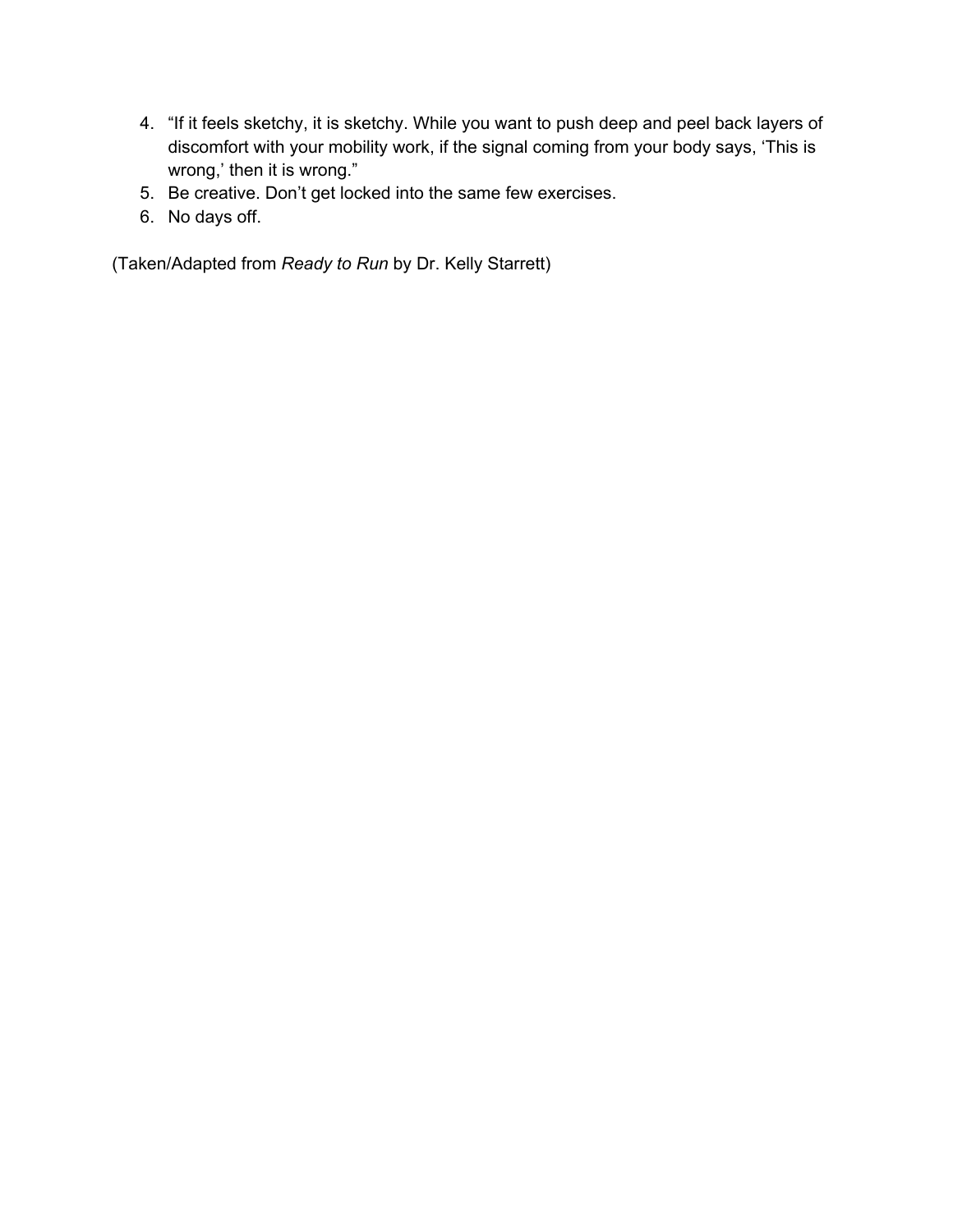4. "If it feels sketchy, it is sketchy. While you want to push deep and peel back layers of discomfort with your mobility work, if the signal coming from your body says, 'This is wrong,' then it is wrong."
5. Be creative. Don't get locked into the same few exercises.
6. No days off.

(Taken/Adapted from *Ready to Run* by Dr. Kelly Starrett)